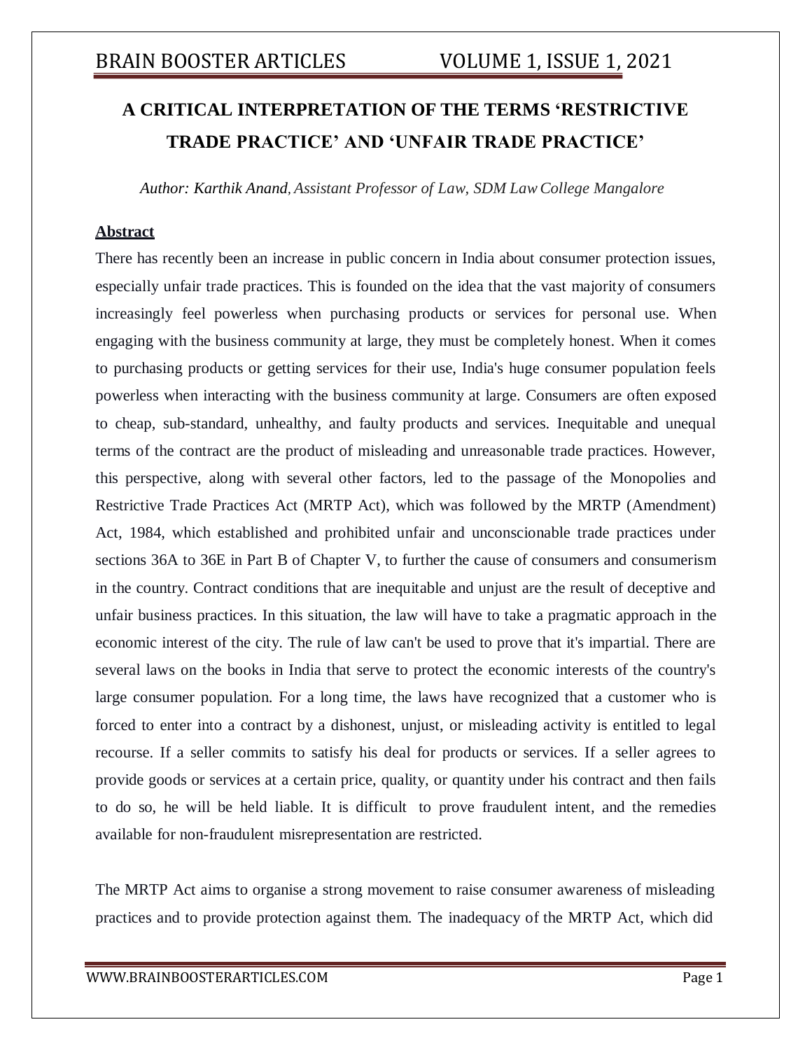# A CRITICAL INTERPRETATION OF THE TERMS 'RESTRICTIVE TRADE PRACTICE' AND 'UNFAIR TRADE PRACTICE'

*Author: Karthik Anand, Assistant Professor of Law, SDM Law College Mangalore*

## Abstract

There has recently been an increase in public concern in India about consumer protection issues, especially unfair trade practices. This is founded on the idea that the vast majority of consumers increasingly feel powerless when purchasing products or services for personal use. When engaging with the business community at large, they must be completely honest. When it comes to purchasing products or getting services for their use, India's huge consumer population feels powerless when interacting with the business community at large. Consumers are often exposed to cheap, sub-standard, unhealthy, and faulty products and services. Inequitable and unequal terms of the contract are the product of misleading and unreasonable trade practices. However, this perspective, along with several other factors, led to the passage of the Monopolies and Restrictive Trade Practices Act (MRTP Act), which was followed by the MRTP (Amendment) Act, 1984, which established and prohibited unfair and unconscionable trade practices under sections 36A to 36E in Part B of Chapter V, to further the cause of consumers and consumerism in the country. Contract conditions that are inequitable and unjust are the result of deceptive and unfair business practices. In this situation, the law will have to take a pragmatic approach in the economic interest of the city. The rule of law can't be used to prove that it's impartial. There are several laws on the books in India that serve to protect the economic interests of the country's large consumer population. For a long time, the laws have recognized that a customer who is forced to enter into a contract by a dishonest, unjust, or misleading activity is entitled to legal recourse. If a seller commits to satisfy his deal for products or services. If a seller agrees to provide goods or services at a certain price, quality, or quantity under his contract and then fails to do so, he will be held liable. It is difficult to prove fraudulent intent, and the remedies available for non-fraudulent misrepresentation are restricted.

The MRTP Act aims to organise a strong movement to raise consumer awareness of misleading practices and to provide protection against them. The inadequacy of the MRTP Act, which did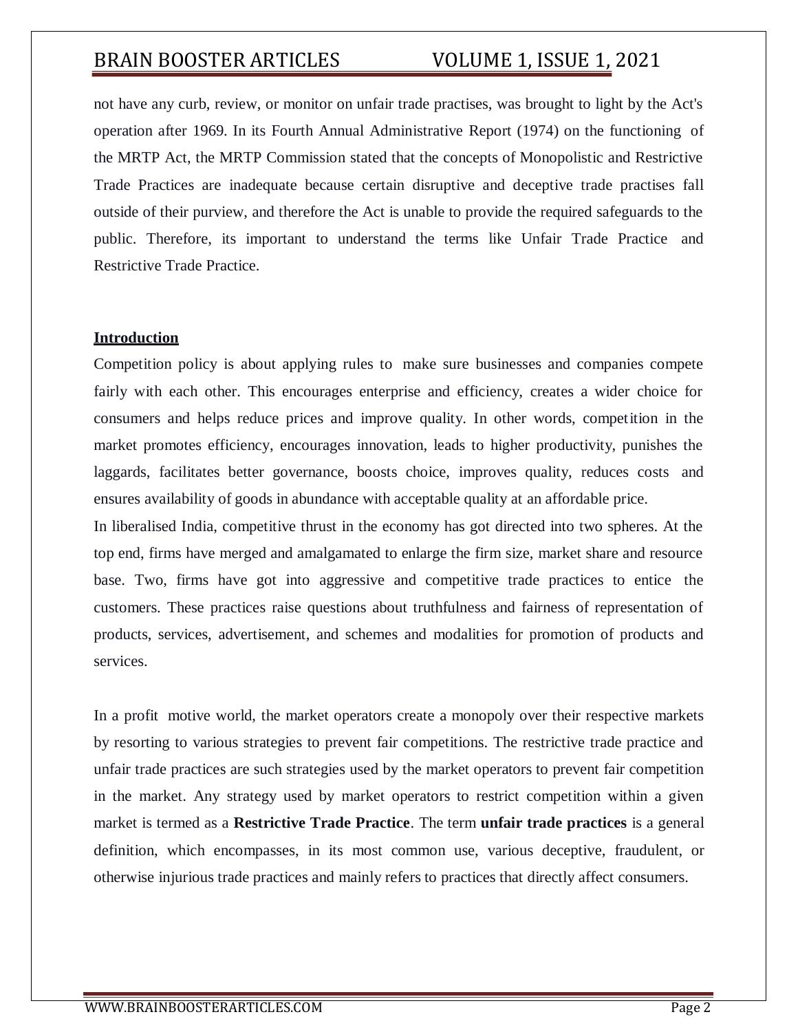not have any curb, review, or monitor on unfair trade practises, was brought to light by the Act's operation after 1969. In its Fourth Annual Administrative Report (1974) on the functioning of the MRTP Act, the MRTP Commission stated that the concepts of Monopolistic and Restrictive Trade Practices are inadequate because certain disruptive and deceptive trade practises fall outside of their purview, and therefore the Act is unable to provide the required safeguards to the public. Therefore, its important to understand the terms like Unfair Trade Practice and Restrictive Trade Practice.

## Introduction

Competition policy is about applying rules to make sure businesses and companies compete fairly with each other. This encourages enterprise and efficiency, creates a wider choice for consumers and helps reduce prices and improve quality. In other words, competition in the market promotes efficiency, encourages innovation, leads to higher productivity, punishes the laggards, facilitates better governance, boosts choice, improves quality, reduces costs and ensures availability of goods in abundance with acceptable quality at an affordable price.

In liberalised India, competitive thrust in the economy has got directed into two spheres. At the top end, firms have merged and amalgamated to enlarge the firm size, market share and resource base. Two, firms have got into aggressive and competitive trade practices to entice the customers. These practices raise questions about truthfulness and fairness of representation of products, services, advertisement, and schemes and modalities for promotion of products and services.

In a profit motive world, the market operators create a monopoly over their respective markets by resorting to various strategies to prevent fair competitions. The restrictive trade practice and unfair trade practices are such strategies used by the market operators to prevent fair competition in the market. Any strategy used by market operators to restrict competition within a given market is termed as a **Restrictive Trade Practice**. The term **unfair trade practices** is a general definition, which encompasses, in its most common use, various deceptive, fraudulent, or otherwise injurious trade practices and mainly refers to practices that directly affect consumers.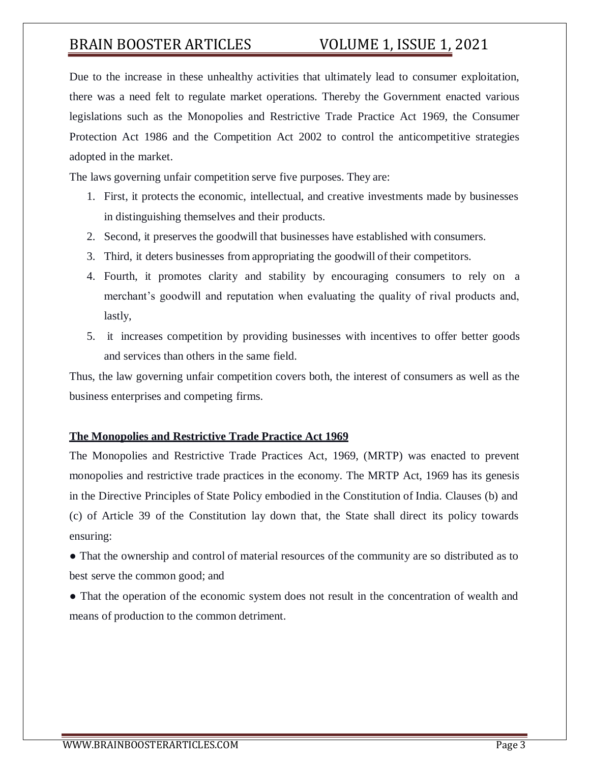Due to the increase in these unhealthy activities that ultimately lead to consumer exploitation, there was a need felt to regulate market operations. Thereby the Government enacted various legislations such as the Monopolies and Restrictive Trade Practice Act 1969, the Consumer Protection Act 1986 and the Competition Act 2002 to control the anticompetitive strategies adopted in the market.

The laws governing unfair competition serve five purposes. They are:

1. First, it protects the economic, intellectual, and creative investments made by businesses in distinguishing themselves and their products.
2. Second, it preserves the goodwill that businesses have established with consumers.
3. Third, it deters businesses from appropriating the goodwill of their competitors.
4. Fourth, it promotes clarity and stability by encouraging consumers to rely on a merchant's goodwill and reputation when evaluating the quality of rival products and, lastly,
5. it increases competition by providing businesses with incentives to offer better goods and services than others in the same field.

Thus, the law governing unfair competition covers both, the interest of consumers as well as the business enterprises and competing firms.

## **The Monopolies and Restrictive Trade Practice Act 1969**

The Monopolies and Restrictive Trade Practices Act, 1969, (MRTP) was enacted to prevent monopolies and restrictive trade practices in the economy. The MRTP Act, 1969 has its genesis in the Directive Principles of State Policy embodied in the Constitution of India. Clauses (b) and (c) of Article 39 of the Constitution lay down that, the State shall direct its policy towards ensuring:

- That the ownership and control of material resources of the community are so distributed as to best serve the common good; and
- That the operation of the economic system does not result in the concentration of wealth and means of production to the common detriment.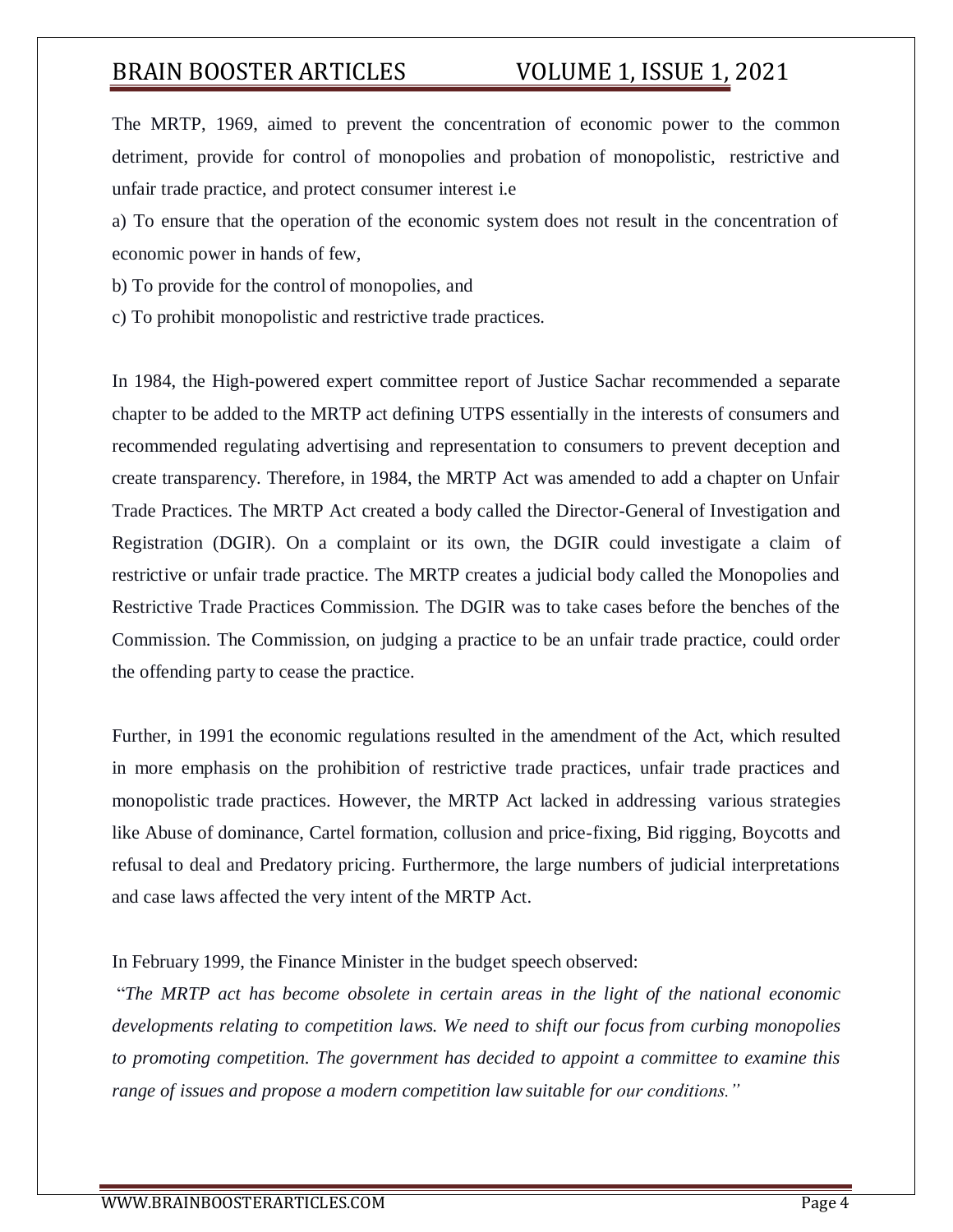The MRTP, 1969, aimed to prevent the concentration of economic power to the common detriment, provide for control of monopolies and probation of monopolistic, restrictive and unfair trade practice, and protect consumer interest i.e

a) To ensure that the operation of the economic system does not result in the concentration of economic power in hands of few,

b) To provide for the control of monopolies, and

c) To prohibit monopolistic and restrictive trade practices.

In 1984, the High-powered expert committee report of Justice Sachar recommended a separate chapter to be added to the MRTP act defining UTPS essentially in the interests of consumers and recommended regulating advertising and representation to consumers to prevent deception and create transparency. Therefore, in 1984, the MRTP Act was amended to add a chapter on Unfair Trade Practices. The MRTP Act created a body called the Director-General of Investigation and Registration (DGIR). On a complaint or its own, the DGIR could investigate a claim of restrictive or unfair trade practice. The MRTP creates a judicial body called the Monopolies and Restrictive Trade Practices Commission. The DGIR was to take cases before the benches of the Commission. The Commission, on judging a practice to be an unfair trade practice, could order the offending party to cease the practice.

Further, in 1991 the economic regulations resulted in the amendment of the Act, which resulted in more emphasis on the prohibition of restrictive trade practices, unfair trade practices and monopolistic trade practices. However, the MRTP Act lacked in addressing various strategies like Abuse of dominance, Cartel formation, collusion and price-fixing, Bid rigging, Boycotts and refusal to deal and Predatory pricing. Furthermore, the large numbers of judicial interpretations and case laws affected the very intent of the MRTP Act.

In February 1999, the Finance Minister in the budget speech observed:

"*The MRTP act has become obsolete in certain areas in the light of the national economic developments relating to competition laws. We need to shift our focus from curbing monopolies to promoting competition. The government has decided to appoint a committee to examine this range of issues and propose a modern competition law suitable for our conditions.*"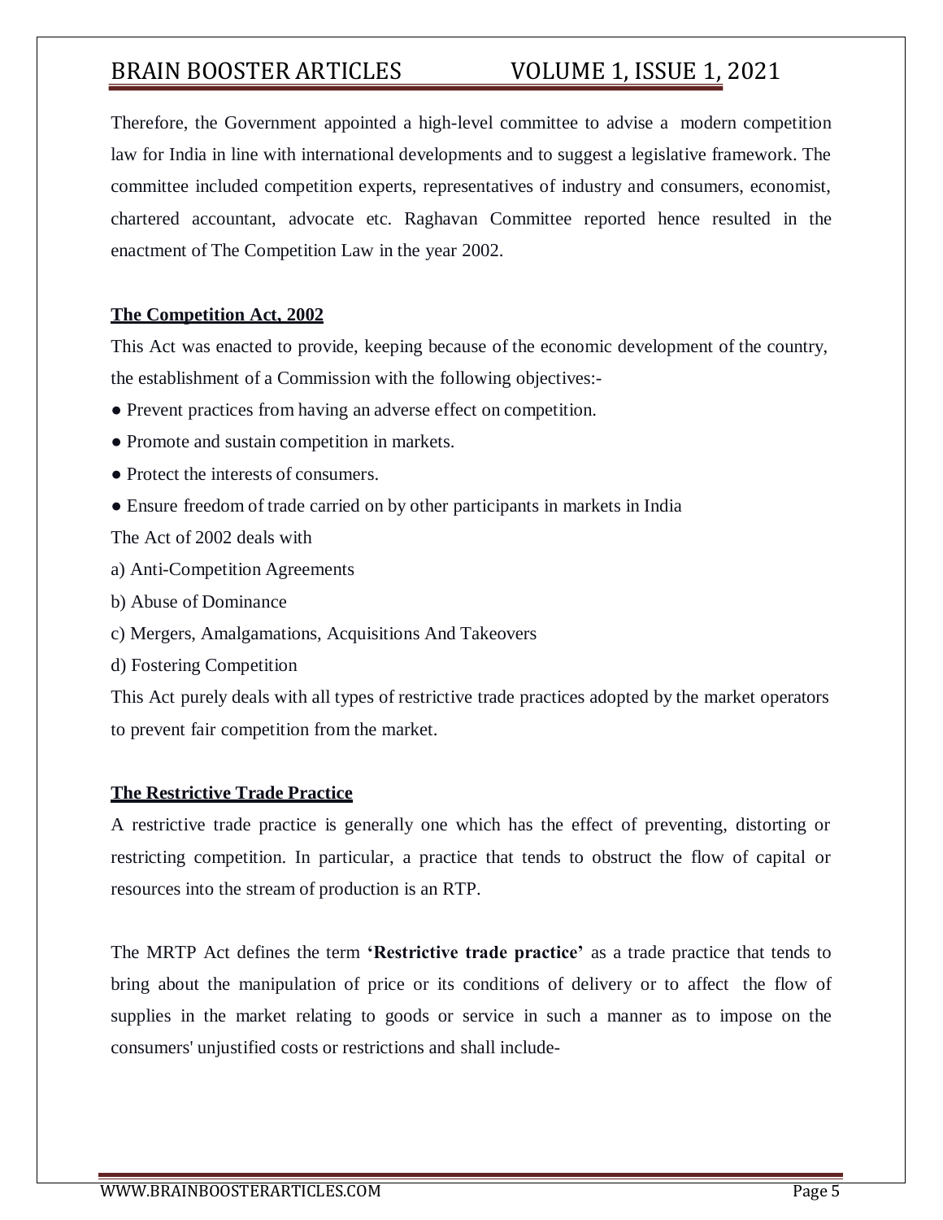Therefore, the Government appointed a high-level committee to advise a modern competition law for India in line with international developments and to suggest a legislative framework. The committee included competition experts, representatives of industry and consumers, economist, chartered accountant, advocate etc. Raghavan Committee reported hence resulted in the enactment of The Competition Law in the year 2002.

## The Competition Act, 2002

This Act was enacted to provide, keeping because of the economic development of the country, the establishment of a Commission with the following objectives:-

- Prevent practices from having an adverse effect on competition.
- Promote and sustain competition in markets.
- Protect the interests of consumers.
- Ensure freedom of trade carried on by other participants in markets in India

The Act of 2002 deals with

a) Anti-Competition Agreements

b) Abuse of Dominance

c) Mergers, Amalgamations, Acquisitions And Takeovers

d) Fostering Competition

This Act purely deals with all types of restrictive trade practices adopted by the market operators to prevent fair competition from the market.

## The Restrictive Trade Practice

A restrictive trade practice is generally one which has the effect of preventing, distorting or restricting competition. In particular, a practice that tends to obstruct the flow of capital or resources into the stream of production is an RTP.

The MRTP Act defines the term **'Restrictive trade practice'** as a trade practice that tends to bring about the manipulation of price or its conditions of delivery or to affect the flow of supplies in the market relating to goods or service in such a manner as to impose on the consumers' unjustified costs or restrictions and shall include-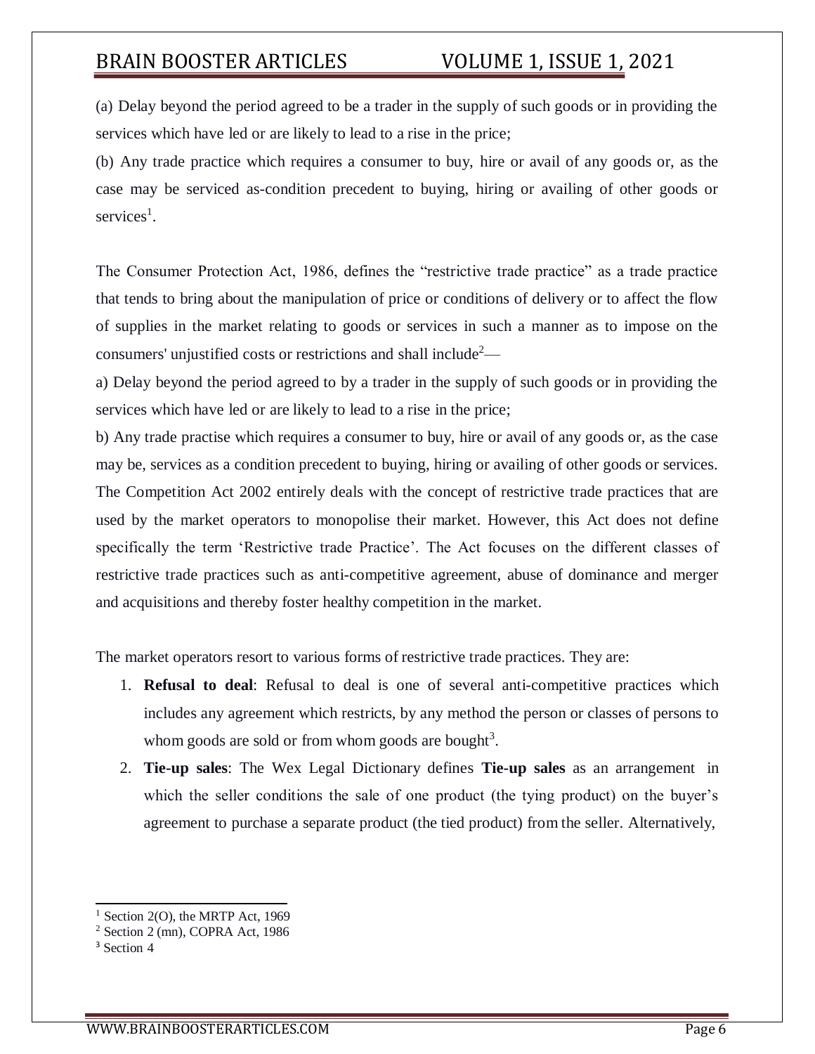(a) Delay beyond the period agreed to be a trader in the supply of such goods or in providing the services which have led or are likely to lead to a rise in the price;

(b) Any trade practice which requires a consumer to buy, hire or avail of any goods or, as the case may be serviced as-condition precedent to buying, hiring or availing of other goods or services[1].

The Consumer Protection Act, 1986, defines the "restrictive trade practice" as a trade practice that tends to bring about the manipulation of price or conditions of delivery or to affect the flow of supplies in the market relating to goods or services in such a manner as to impose on the consumers' unjustified costs or restrictions and shall include[2]—

a) Delay beyond the period agreed to by a trader in the supply of such goods or in providing the services which have led or are likely to lead to a rise in the price;

b) Any trade practise which requires a consumer to buy, hire or avail of any goods or, as the case may be, services as a condition precedent to buying, hiring or availing of other goods or services. The Competition Act 2002 entirely deals with the concept of restrictive trade practices that are used by the market operators to monopolise their market. However, this Act does not define specifically the term 'Restrictive trade Practice'. The Act focuses on the different classes of restrictive trade practices such as anti-competitive agreement, abuse of dominance and merger and acquisitions and thereby foster healthy competition in the market.

The market operators resort to various forms of restrictive trade practices. They are:

1. **Refusal to deal**: Refusal to deal is one of several anti-competitive practices which includes any agreement which restricts, by any method the person or classes of persons to whom goods are sold or from whom goods are bought[3].
2. **Tie-up sales**: The Wex Legal Dictionary defines **Tie-up sales** as an arrangement in which the seller conditions the sale of one product (the tying product) on the buyer's agreement to purchase a separate product (the tied product) from the seller. Alternatively,

---

[1] Section 2(O), the MRTP Act, 1969

[2] Section 2 (mn), COPRA Act, 1986

[3] Section 4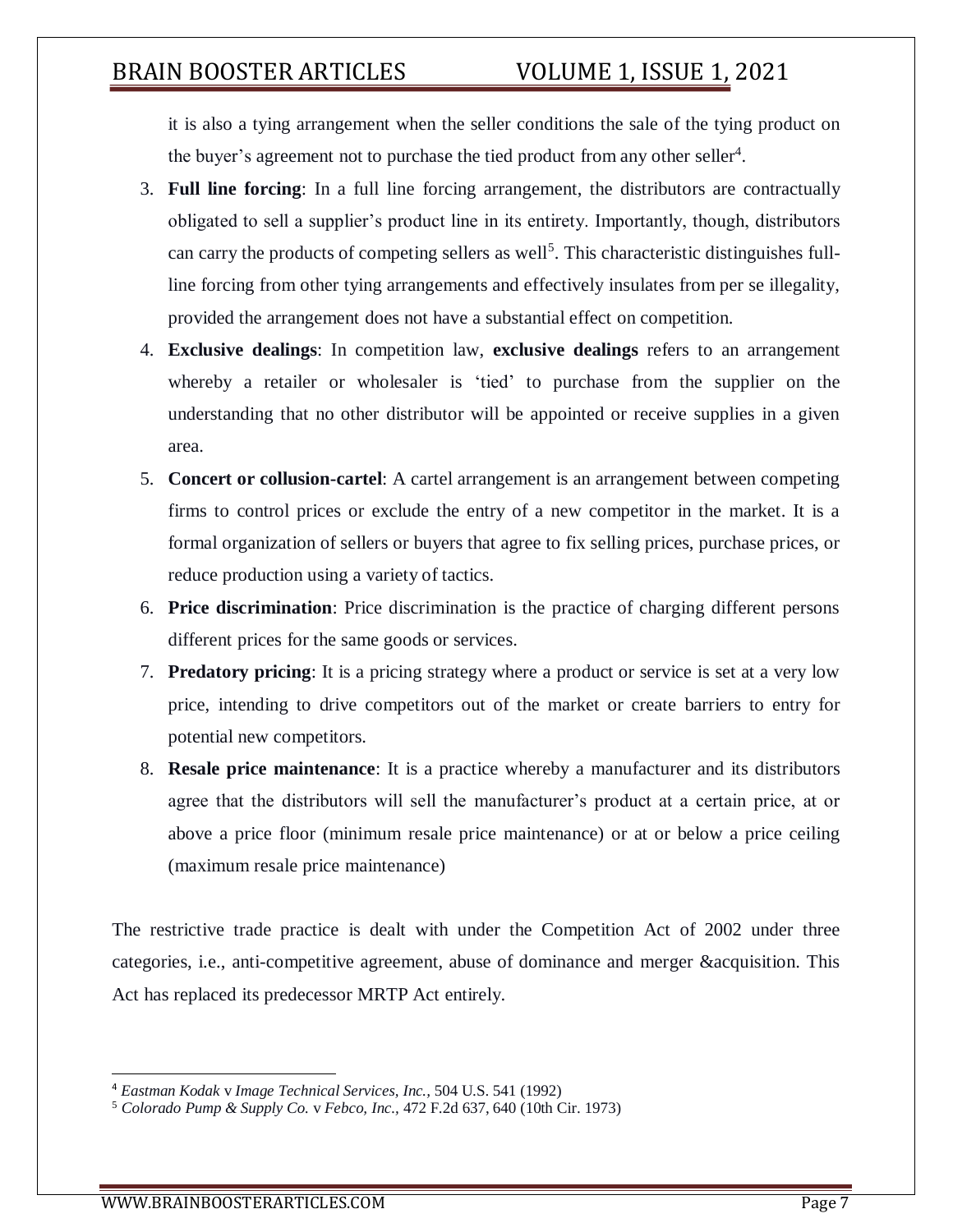it is also a tying arrangement when the seller conditions the sale of the tying product on the buyer's agreement not to purchase the tied product from any other seller[4].

3. **Full line forcing**: In a full line forcing arrangement, the distributors are contractually obligated to sell a supplier's product line in its entirety. Importantly, though, distributors can carry the products of competing sellers as well[5]. This characteristic distinguishes full-line forcing from other tying arrangements and effectively insulates from per se illegality, provided the arrangement does not have a substantial effect on competition.
4. **Exclusive dealings**: In competition law, **exclusive dealings** refers to an arrangement whereby a retailer or wholesaler is 'tied' to purchase from the supplier on the understanding that no other distributor will be appointed or receive supplies in a given area.
5. **Concert or collusion-cartel**: A cartel arrangement is an arrangement between competing firms to control prices or exclude the entry of a new competitor in the market. It is a formal organization of sellers or buyers that agree to fix selling prices, purchase prices, or reduce production using a variety of tactics.
6. **Price discrimination**: Price discrimination is the practice of charging different persons different prices for the same goods or services.
7. **Predatory pricing**: It is a pricing strategy where a product or service is set at a very low price, intending to drive competitors out of the market or create barriers to entry for potential new competitors.
8. **Resale price maintenance**: It is a practice whereby a manufacturer and its distributors agree that the distributors will sell the manufacturer's product at a certain price, at or above a price floor (minimum resale price maintenance) or at or below a price ceiling (maximum resale price maintenance)

The restrictive trade practice is dealt with under the Competition Act of 2002 under three categories, i.e., anti-competitive agreement, abuse of dominance and merger &acquisition. This Act has replaced its predecessor MRTP Act entirely.

---

[4] *Eastman Kodak* v *Image Technical Services, Inc.*, 504 U.S. 541 (1992)

[5] *Colorado Pump & Supply Co.* v *Febco, Inc.*, 472 F.2d 637, 640 (10th Cir. 1973)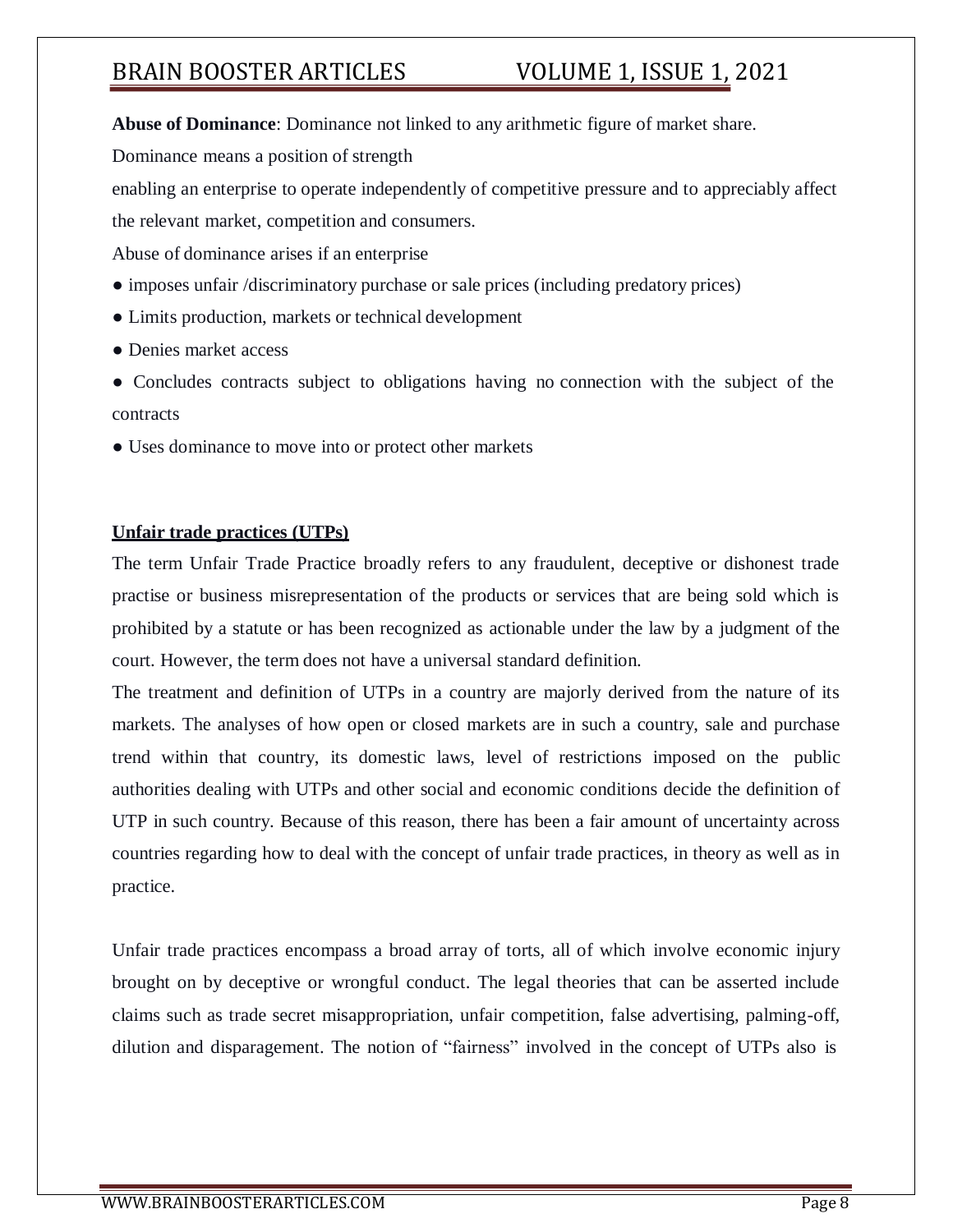**Abuse of Dominance**: Dominance not linked to any arithmetic figure of market share.

Dominance means a position of strength

enabling an enterprise to operate independently of competitive pressure and to appreciably affect the relevant market, competition and consumers.

Abuse of dominance arises if an enterprise

- imposes unfair /discriminatory purchase or sale prices (including predatory prices)
- Limits production, markets or technical development
- Denies market access
- Concludes contracts subject to obligations having no connection with the subject of the contracts
- Uses dominance to move into or protect other markets

**Unfair trade practices (UTPs)**

The term Unfair Trade Practice broadly refers to any fraudulent, deceptive or dishonest trade practise or business misrepresentation of the products or services that are being sold which is prohibited by a statute or has been recognized as actionable under the law by a judgment of the court. However, the term does not have a universal standard definition.

The treatment and definition of UTPs in a country are majorly derived from the nature of its markets. The analyses of how open or closed markets are in such a country, sale and purchase trend within that country, its domestic laws, level of restrictions imposed on the public authorities dealing with UTPs and other social and economic conditions decide the definition of UTP in such country. Because of this reason, there has been a fair amount of uncertainty across countries regarding how to deal with the concept of unfair trade practices, in theory as well as in practice.

Unfair trade practices encompass a broad array of torts, all of which involve economic injury brought on by deceptive or wrongful conduct. The legal theories that can be asserted include claims such as trade secret misappropriation, unfair competition, false advertising, palming-off, dilution and disparagement. The notion of "fairness" involved in the concept of UTPs also is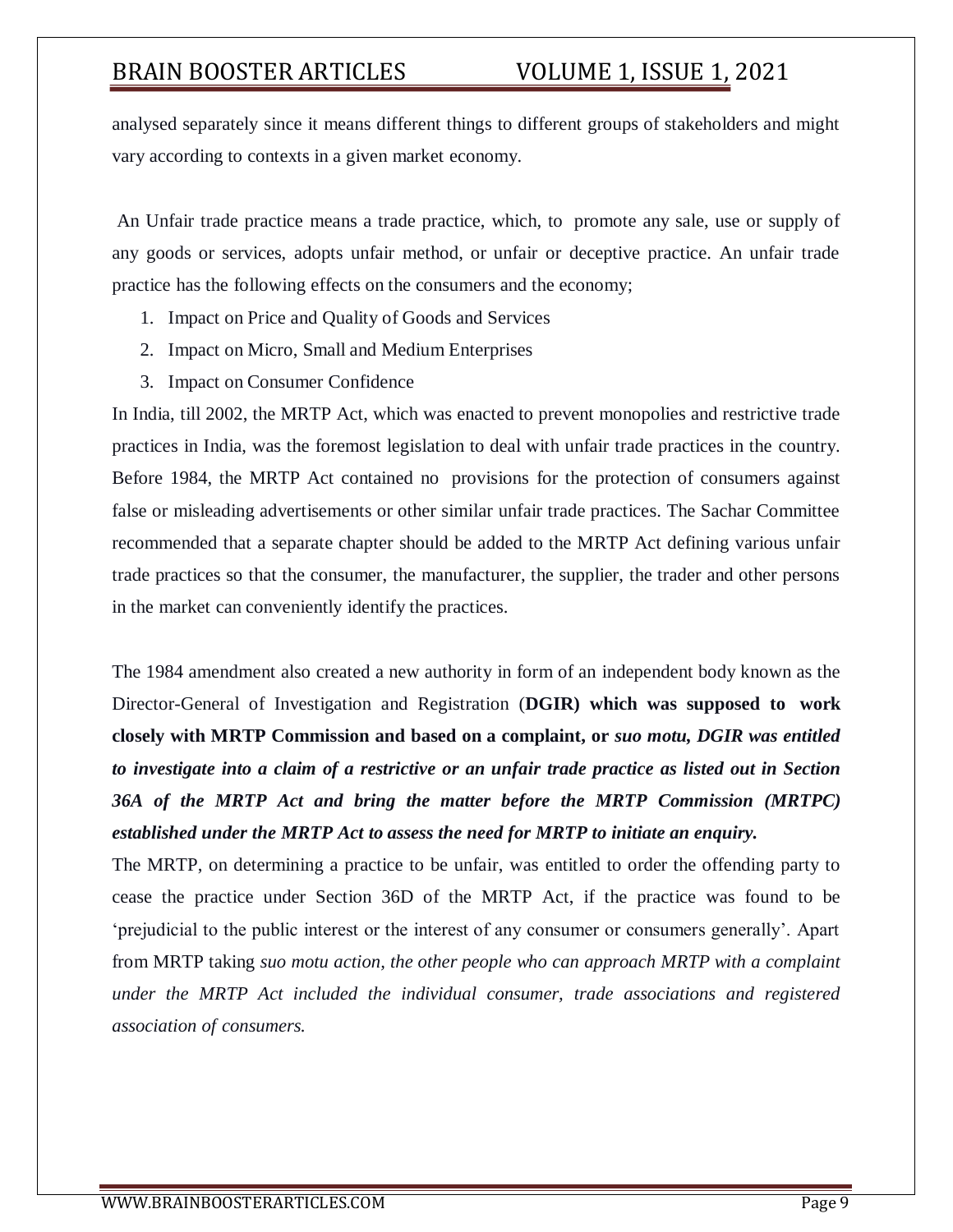analysed separately since it means different things to different groups of stakeholders and might vary according to contexts in a given market economy.

An Unfair trade practice means a trade practice, which, to promote any sale, use or supply of any goods or services, adopts unfair method, or unfair or deceptive practice. An unfair trade practice has the following effects on the consumers and the economy;

1. Impact on Price and Quality of Goods and Services
2. Impact on Micro, Small and Medium Enterprises
3. Impact on Consumer Confidence

In India, till 2002, the MRTP Act, which was enacted to prevent monopolies and restrictive trade practices in India, was the foremost legislation to deal with unfair trade practices in the country. Before 1984, the MRTP Act contained no provisions for the protection of consumers against false or misleading advertisements or other similar unfair trade practices. The Sachar Committee recommended that a separate chapter should be added to the MRTP Act defining various unfair trade practices so that the consumer, the manufacturer, the supplier, the trader and other persons in the market can conveniently identify the practices.

The 1984 amendment also created a new authority in form of an independent body known as the Director-General of Investigation and Registration (**DGIR) which was supposed to work closely with MRTP Commission and based on a complaint, or** ***suo motu, DGIR was entitled to investigate into a claim of a restrictive or an unfair trade practice as listed out in Section 36A of the MRTP Act and bring the matter before the MRTP Commission (MRTPC) established under the MRTP Act to assess the need for MRTP to initiate an enquiry.***

The MRTP, on determining a practice to be unfair, was entitled to order the offending party to cease the practice under Section 36D of the MRTP Act, if the practice was found to be 'prejudicial to the public interest or the interest of any consumer or consumers generally'. Apart from MRTP taking *suo motu action, the other people who can approach MRTP with a complaint under the MRTP Act included the individual consumer, trade associations and registered association of consumers.*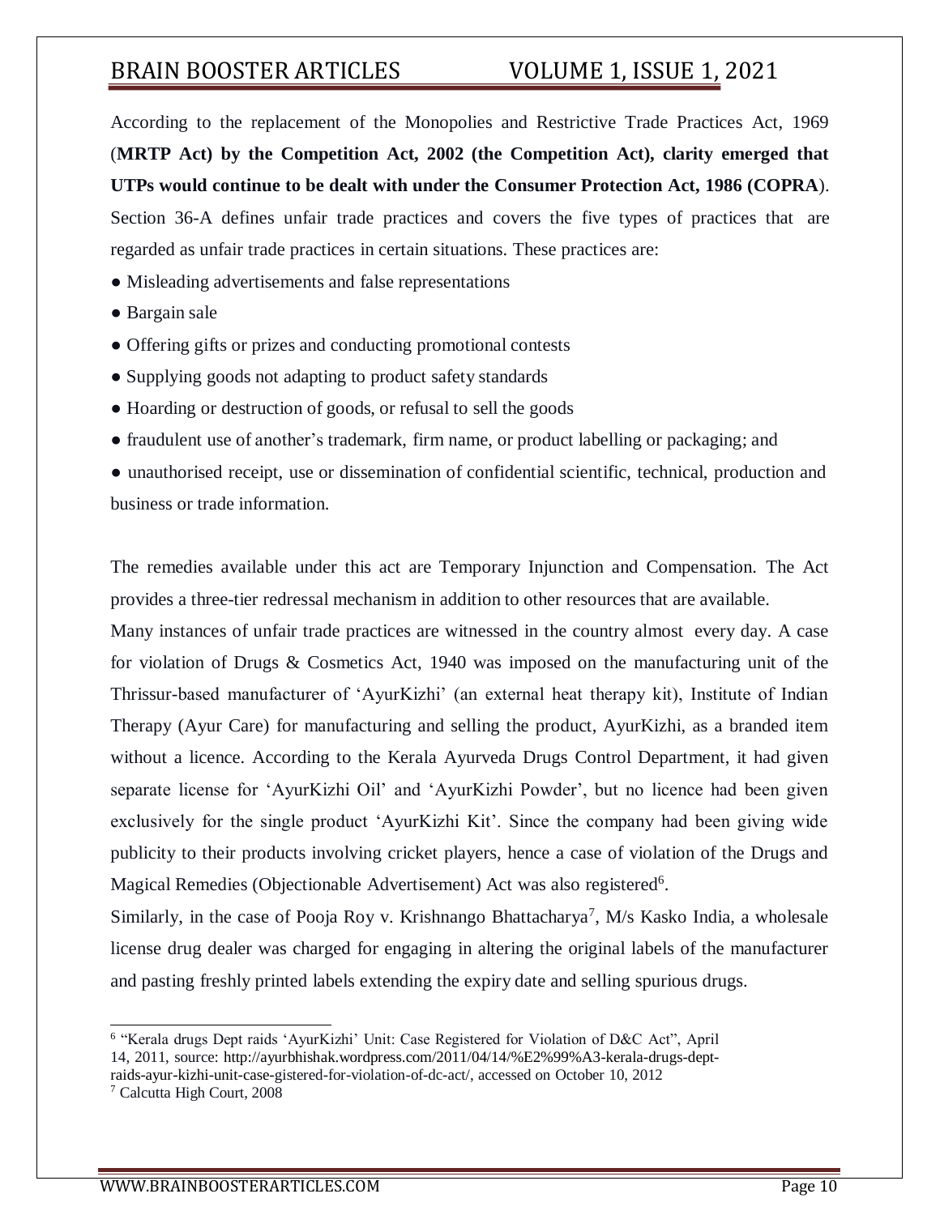According to the replacement of the Monopolies and Restrictive Trade Practices Act, 1969 (**MRTP Act) by the Competition Act, 2002 (the Competition Act), clarity emerged that UTPs would continue to be dealt with under the Consumer Protection Act, 1986 (COPRA**). Section 36-A defines unfair trade practices and covers the five types of practices that are regarded as unfair trade practices in certain situations. These practices are:

- Misleading advertisements and false representations
- Bargain sale
- Offering gifts or prizes and conducting promotional contests
- Supplying goods not adapting to product safety standards
- Hoarding or destruction of goods, or refusal to sell the goods
- fraudulent use of another's trademark, firm name, or product labelling or packaging; and
- unauthorised receipt, use or dissemination of confidential scientific, technical, production and business or trade information.

The remedies available under this act are Temporary Injunction and Compensation. The Act provides a three-tier redressal mechanism in addition to other resources that are available.

Many instances of unfair trade practices are witnessed in the country almost every day. A case for violation of Drugs & Cosmetics Act, 1940 was imposed on the manufacturing unit of the Thrissur-based manufacturer of 'AyurKizhi' (an external heat therapy kit), Institute of Indian Therapy (Ayur Care) for manufacturing and selling the product, AyurKizhi, as a branded item without a licence. According to the Kerala Ayurveda Drugs Control Department, it had given separate license for 'AyurKizhi Oil' and 'AyurKizhi Powder', but no licence had been given exclusively for the single product 'AyurKizhi Kit'. Since the company had been giving wide publicity to their products involving cricket players, hence a case of violation of the Drugs and Magical Remedies (Objectionable Advertisement) Act was also registered[6].

Similarly, in the case of Pooja Roy v. Krishnango Bhattacharya[7], M/s Kasko India, a wholesale license drug dealer was charged for engaging in altering the original labels of the manufacturer and pasting freshly printed labels extending the expiry date and selling spurious drugs.

---

[6] "Kerala drugs Dept raids 'AyurKizhi' Unit: Case Registered for Violation of D&C Act", April 14, 2011, source: http://ayurbhishak.wordpress.com/2011/04/14/%E2%99%A3-kerala-drugs-dept-raids-ayur-kizhi-unit-case-gistered-for-violation-of-dc-act/, accessed on October 10, 2012

[7] Calcutta High Court, 2008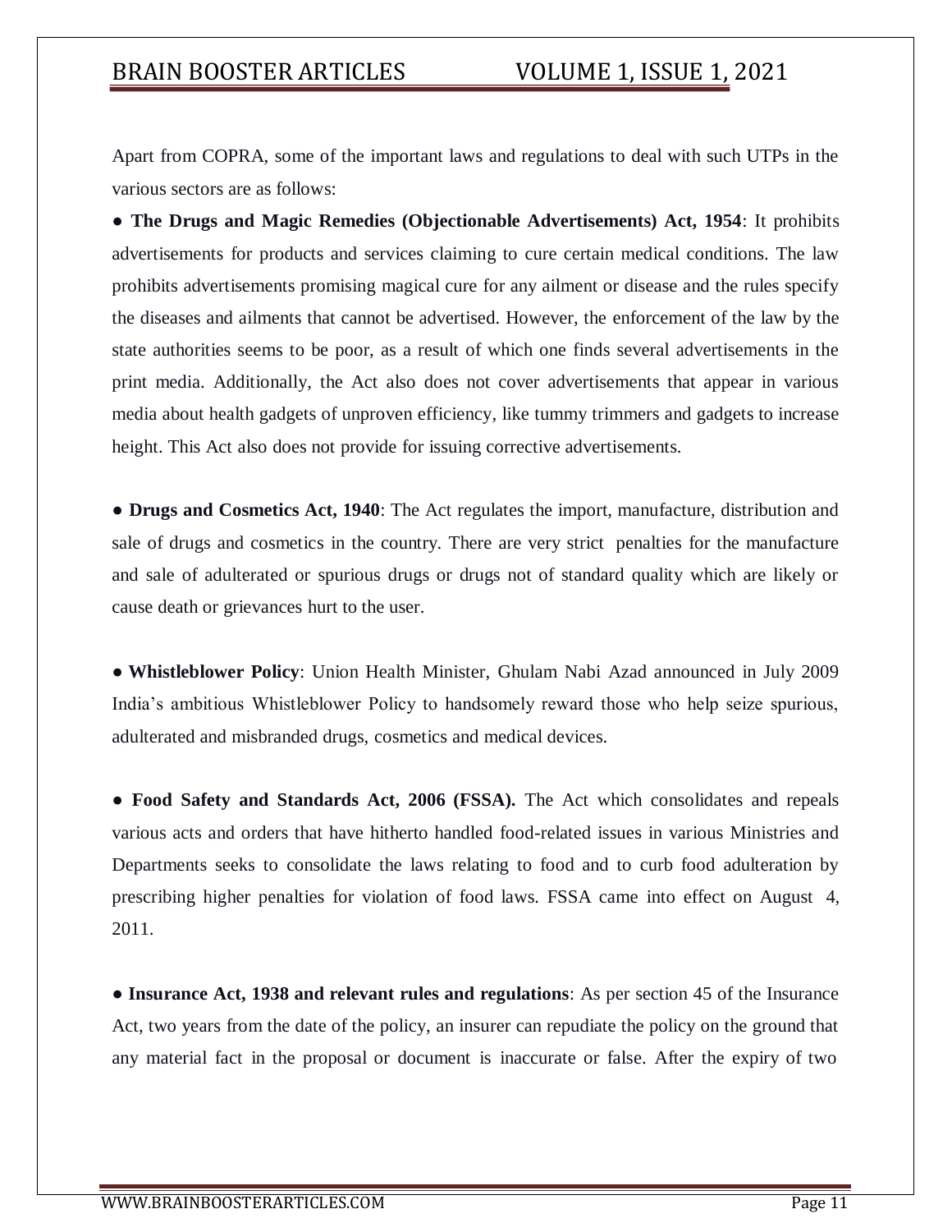Apart from COPRA, some of the important laws and regulations to deal with such UTPs in the various sectors are as follows:

- **The Drugs and Magic Remedies (Objectionable Advertisements) Act, 1954**: It prohibits advertisements for products and services claiming to cure certain medical conditions. The law prohibits advertisements promising magical cure for any ailment or disease and the rules specify the diseases and ailments that cannot be advertised. However, the enforcement of the law by the state authorities seems to be poor, as a result of which one finds several advertisements in the print media. Additionally, the Act also does not cover advertisements that appear in various media about health gadgets of unproven efficiency, like tummy trimmers and gadgets to increase height. This Act also does not provide for issuing corrective advertisements.

- **Drugs and Cosmetics Act, 1940**: The Act regulates the import, manufacture, distribution and sale of drugs and cosmetics in the country. There are very strict penalties for the manufacture and sale of adulterated or spurious drugs or drugs not of standard quality which are likely or cause death or grievances hurt to the user.

- **Whistleblower Policy**: Union Health Minister, Ghulam Nabi Azad announced in July 2009 India's ambitious Whistleblower Policy to handsomely reward those who help seize spurious, adulterated and misbranded drugs, cosmetics and medical devices.

- **Food Safety and Standards Act, 2006 (FSSA).** The Act which consolidates and repeals various acts and orders that have hitherto handled food-related issues in various Ministries and Departments seeks to consolidate the laws relating to food and to curb food adulteration by prescribing higher penalties for violation of food laws. FSSA came into effect on August 4, 2011.

- **Insurance Act, 1938 and relevant rules and regulations**: As per section 45 of the Insurance Act, two years from the date of the policy, an insurer can repudiate the policy on the ground that any material fact in the proposal or document is inaccurate or false. After the expiry of two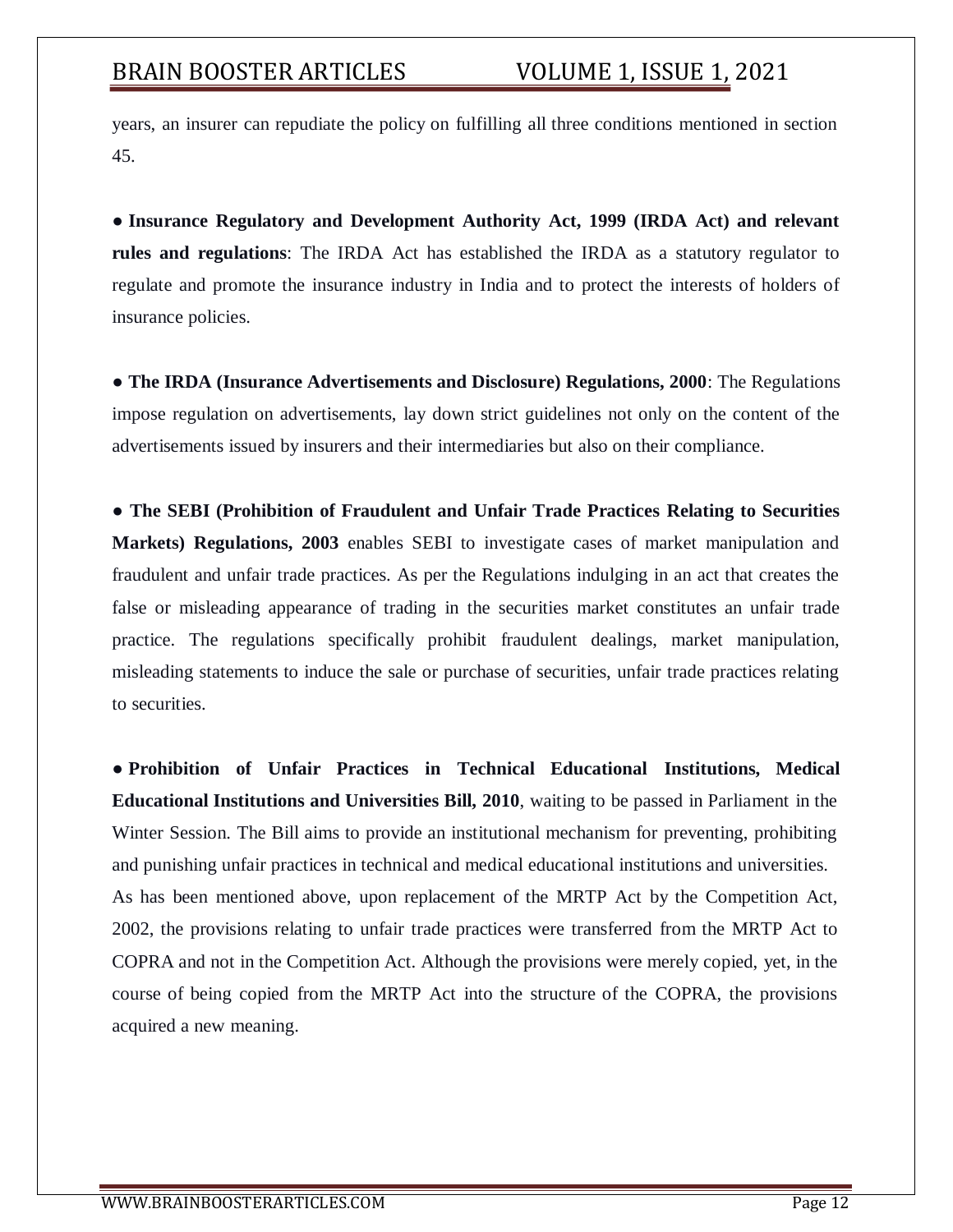years, an insurer can repudiate the policy on fulfilling all three conditions mentioned in section 45.

● **Insurance Regulatory and Development Authority Act, 1999 (IRDA Act) and relevant rules and regulations**: The IRDA Act has established the IRDA as a statutory regulator to regulate and promote the insurance industry in India and to protect the interests of holders of insurance policies.

● **The IRDA (Insurance Advertisements and Disclosure) Regulations, 2000**: The Regulations impose regulation on advertisements, lay down strict guidelines not only on the content of the advertisements issued by insurers and their intermediaries but also on their compliance.

● **The SEBI (Prohibition of Fraudulent and Unfair Trade Practices Relating to Securities Markets) Regulations, 2003** enables SEBI to investigate cases of market manipulation and fraudulent and unfair trade practices. As per the Regulations indulging in an act that creates the false or misleading appearance of trading in the securities market constitutes an unfair trade practice. The regulations specifically prohibit fraudulent dealings, market manipulation, misleading statements to induce the sale or purchase of securities, unfair trade practices relating to securities.

● **Prohibition of Unfair Practices in Technical Educational Institutions, Medical Educational Institutions and Universities Bill, 2010**, waiting to be passed in Parliament in the Winter Session. The Bill aims to provide an institutional mechanism for preventing, prohibiting and punishing unfair practices in technical and medical educational institutions and universities.

As has been mentioned above, upon replacement of the MRTP Act by the Competition Act, 2002, the provisions relating to unfair trade practices were transferred from the MRTP Act to COPRA and not in the Competition Act. Although the provisions were merely copied, yet, in the course of being copied from the MRTP Act into the structure of the COPRA, the provisions acquired a new meaning.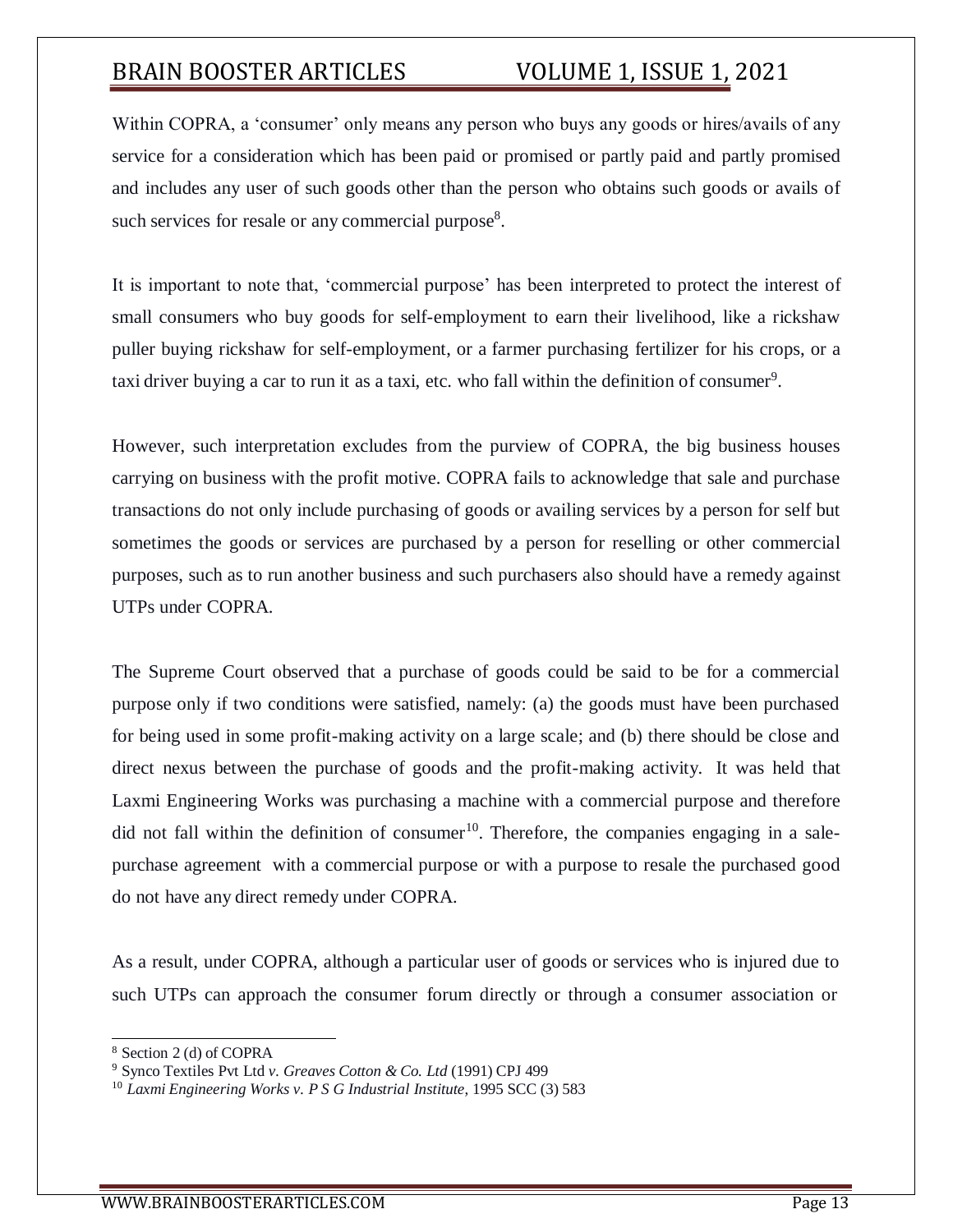Within COPRA, a 'consumer' only means any person who buys any goods or hires/avails of any service for a consideration which has been paid or promised or partly paid and partly promised and includes any user of such goods other than the person who obtains such goods or avails of such services for resale or any commercial purpose[8].

It is important to note that, 'commercial purpose' has been interpreted to protect the interest of small consumers who buy goods for self-employment to earn their livelihood, like a rickshaw puller buying rickshaw for self-employment, or a farmer purchasing fertilizer for his crops, or a taxi driver buying a car to run it as a taxi, etc. who fall within the definition of consumer[9].

However, such interpretation excludes from the purview of COPRA, the big business houses carrying on business with the profit motive. COPRA fails to acknowledge that sale and purchase transactions do not only include purchasing of goods or availing services by a person for self but sometimes the goods or services are purchased by a person for reselling or other commercial purposes, such as to run another business and such purchasers also should have a remedy against UTPs under COPRA.

The Supreme Court observed that a purchase of goods could be said to be for a commercial purpose only if two conditions were satisfied, namely: (a) the goods must have been purchased for being used in some profit-making activity on a large scale; and (b) there should be close and direct nexus between the purchase of goods and the profit-making activity. It was held that Laxmi Engineering Works was purchasing a machine with a commercial purpose and therefore did not fall within the definition of consumer[10]. Therefore, the companies engaging in a sale-purchase agreement with a commercial purpose or with a purpose to resale the purchased good do not have any direct remedy under COPRA.

As a result, under COPRA, although a particular user of goods or services who is injured due to such UTPs can approach the consumer forum directly or through a consumer association or

---

[8] Section 2 (d) of COPRA

[9] Synco Textiles Pvt Ltd *v. Greaves Cotton & Co. Ltd* (1991) CPJ 499

[10] *Laxmi Engineering Works v. P S G Industrial Institute*, 1995 SCC (3) 583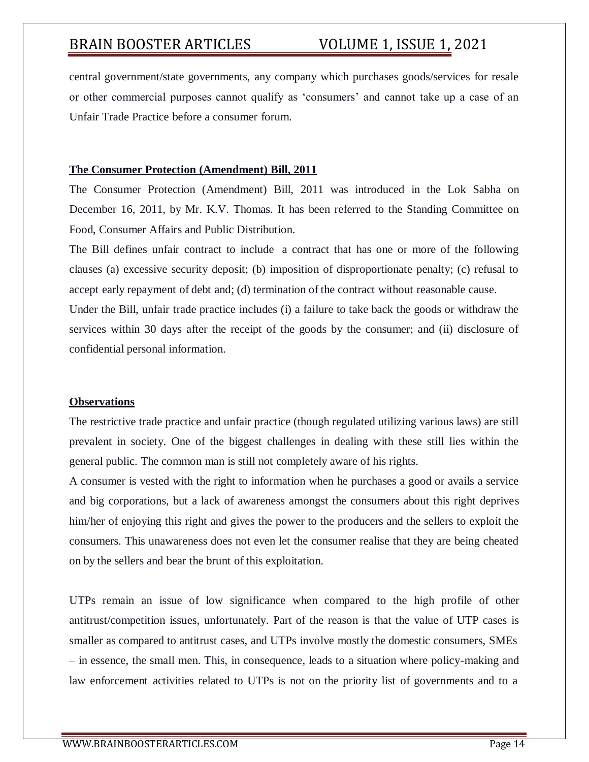central government/state governments, any company which purchases goods/services for resale or other commercial purposes cannot qualify as 'consumers' and cannot take up a case of an Unfair Trade Practice before a consumer forum.

## The Consumer Protection (Amendment) Bill, 2011

The Consumer Protection (Amendment) Bill, 2011 was introduced in the Lok Sabha on December 16, 2011, by Mr. K.V. Thomas. It has been referred to the Standing Committee on Food, Consumer Affairs and Public Distribution.

The Bill defines unfair contract to include a contract that has one or more of the following clauses (a) excessive security deposit; (b) imposition of disproportionate penalty; (c) refusal to accept early repayment of debt and; (d) termination of the contract without reasonable cause.

Under the Bill, unfair trade practice includes (i) a failure to take back the goods or withdraw the services within 30 days after the receipt of the goods by the consumer; and (ii) disclosure of confidential personal information.

## Observations

The restrictive trade practice and unfair practice (though regulated utilizing various laws) are still prevalent in society. One of the biggest challenges in dealing with these still lies within the general public. The common man is still not completely aware of his rights.

A consumer is vested with the right to information when he purchases a good or avails a service and big corporations, but a lack of awareness amongst the consumers about this right deprives him/her of enjoying this right and gives the power to the producers and the sellers to exploit the consumers. This unawareness does not even let the consumer realise that they are being cheated on by the sellers and bear the brunt of this exploitation.

UTPs remain an issue of low significance when compared to the high profile of other antitrust/competition issues, unfortunately. Part of the reason is that the value of UTP cases is smaller as compared to antitrust cases, and UTPs involve mostly the domestic consumers, SMEs – in essence, the small men. This, in consequence, leads to a situation where policy-making and law enforcement activities related to UTPs is not on the priority list of governments and to a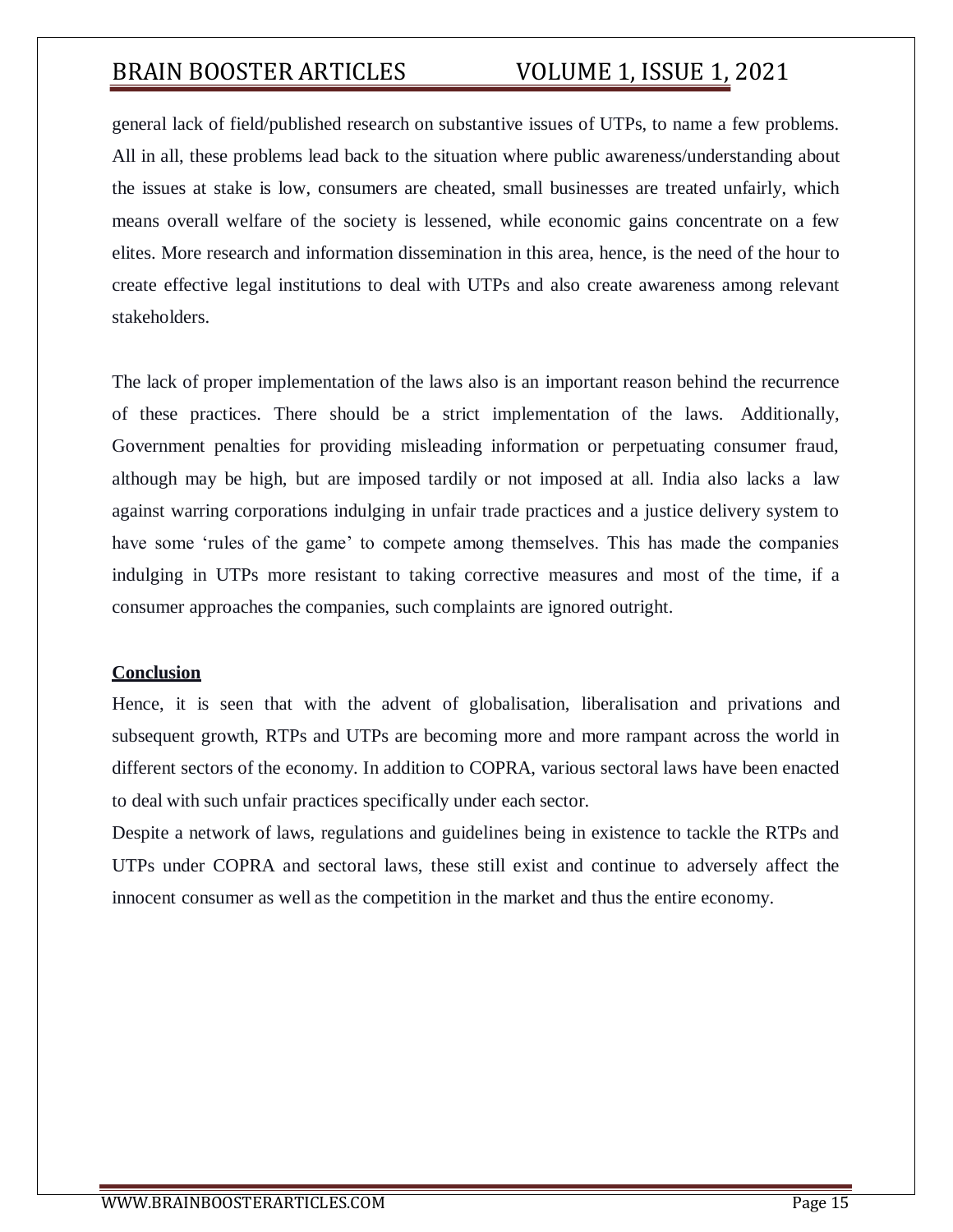general lack of field/published research on substantive issues of UTPs, to name a few problems. All in all, these problems lead back to the situation where public awareness/understanding about the issues at stake is low, consumers are cheated, small businesses are treated unfairly, which means overall welfare of the society is lessened, while economic gains concentrate on a few elites. More research and information dissemination in this area, hence, is the need of the hour to create effective legal institutions to deal with UTPs and also create awareness among relevant stakeholders.

The lack of proper implementation of the laws also is an important reason behind the recurrence of these practices. There should be a strict implementation of the laws. Additionally, Government penalties for providing misleading information or perpetuating consumer fraud, although may be high, but are imposed tardily or not imposed at all. India also lacks a law against warring corporations indulging in unfair trade practices and a justice delivery system to have some 'rules of the game' to compete among themselves. This has made the companies indulging in UTPs more resistant to taking corrective measures and most of the time, if a consumer approaches the companies, such complaints are ignored outright.

## Conclusion

Hence, it is seen that with the advent of globalisation, liberalisation and privations and subsequent growth, RTPs and UTPs are becoming more and more rampant across the world in different sectors of the economy. In addition to COPRA, various sectoral laws have been enacted to deal with such unfair practices specifically under each sector.

Despite a network of laws, regulations and guidelines being in existence to tackle the RTPs and UTPs under COPRA and sectoral laws, these still exist and continue to adversely affect the innocent consumer as well as the competition in the market and thus the entire economy.